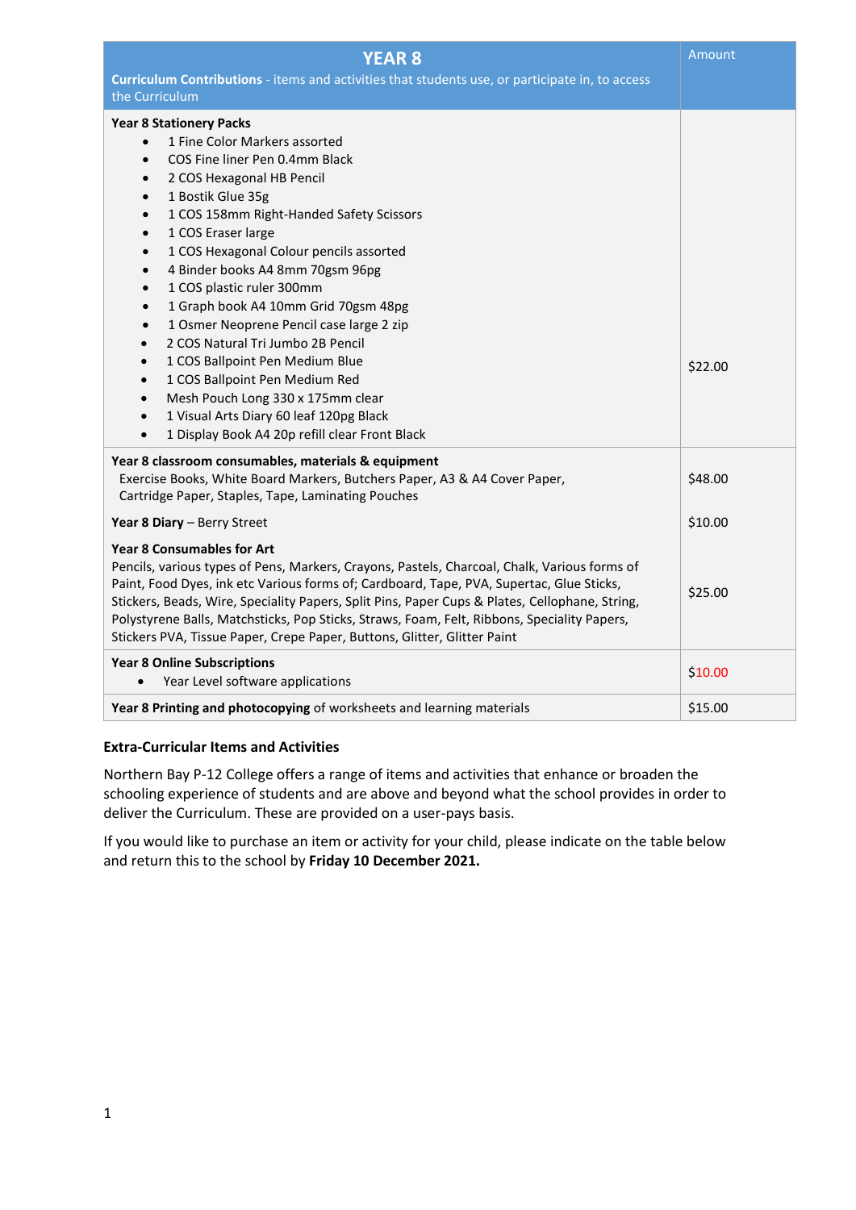| **YEAR 8**<br>**Curriculum Contributions** - items and activities that students use, or participate in, to access the Curriculum | Amount |
|---|---|
| **Year 8 Stationery Packs**<br>• 1 Fine Color Markers assorted<br>• COS Fine liner Pen 0.4mm Black<br>• 2 COS Hexagonal HB Pencil<br>• 1 Bostik Glue 35g<br>• 1 COS 158mm Right-Handed Safety Scissors<br>• 1 COS Eraser large<br>• 1 COS Hexagonal Colour pencils assorted<br>• 4 Binder books A4 8mm 70gsm 96pg<br>• 1 COS plastic ruler 300mm<br>• 1 Graph book A4 10mm Grid 70gsm 48pg<br>• 1 Osmer Neoprene Pencil case large 2 zip<br>• 2 COS Natural Tri Jumbo 2B Pencil<br>• 1 COS Ballpoint Pen Medium Blue<br>• 1 COS Ballpoint Pen Medium Red<br>• Mesh Pouch Long 330 x 175mm clear<br>• 1 Visual Arts Diary 60 leaf 120pg Black<br>• 1 Display Book A4 20p refill clear Front Black | $22.00 |
| **Year 8 classroom consumables, materials & equipment**<br>Exercise Books, White Board Markers, Butchers Paper, A3 & A4 Cover Paper, Cartridge Paper, Staples, Tape, Laminating Pouches | $48.00 |
| **Year 8 Diary** – Berry Street | $10.00 |
| **Year 8 Consumables for Art**<br>Pencils, various types of Pens, Markers, Crayons, Pastels, Charcoal, Chalk, Various forms of Paint, Food Dyes, ink etc Various forms of; Cardboard, Tape, PVA, Supertac, Glue Sticks, Stickers, Beads, Wire, Speciality Papers, Split Pins, Paper Cups & Plates, Cellophane, String, Polystyrene Balls, Matchsticks, Pop Sticks, Straws, Foam, Felt, Ribbons, Speciality Papers, Stickers PVA, Tissue Paper, Crepe Paper, Buttons, Glitter, Glitter Paint | $25.00 |
| **Year 8 Online Subscriptions**<br>• Year Level software applications | $10.00 |
| **Year 8 Printing and photocopying** of worksheets and learning materials | $15.00 |

**Extra-Curricular Items and Activities**

Northern Bay P-12 College offers a range of items and activities that enhance or broaden the schooling experience of students and are above and beyond what the school provides in order to deliver the Curriculum. These are provided on a user-pays basis.

If you would like to purchase an item or activity for your child, please indicate on the table below and return this to the school by **Friday 10 December 2021.**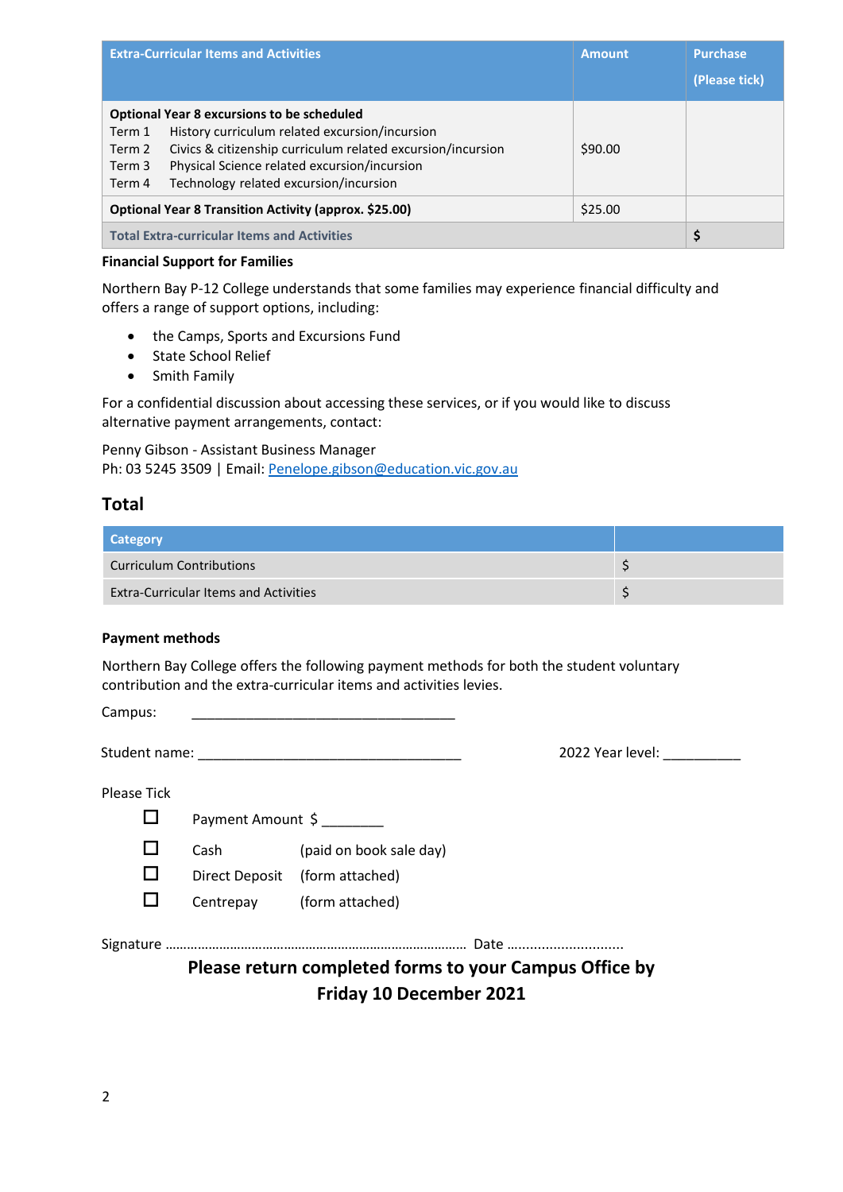| Extra-Curricular Items and Activities | Amount | Purchase (Please tick) |
|---|---|---|
| **Optional Year 8 excursions to be scheduled**<br>Term 1 History curriculum related excursion/incursion<br>Term 2 Civics & citizenship curriculum related excursion/incursion<br>Term 3 Physical Science related excursion/incursion<br>Term 4 Technology related excursion/incursion | $90.00 | |
| **Optional Year 8 Transition Activity (approx. $25.00)** | $25.00 | |
| **Total Extra-curricular Items and Activities** | | **$** |

**Financial Support for Families**

Northern Bay P-12 College understands that some families may experience financial difficulty and offers a range of support options, including:

- the Camps, Sports and Excursions Fund
- State School Relief
- Smith Family

For a confidential discussion about accessing these services, or if you would like to discuss alternative payment arrangements, contact:

Penny Gibson - Assistant Business Manager
Ph: 03 5245 3509 | Email: Penelope.gibson@education.vic.gov.au

## Total

| Category | |
|---|---|
| Curriculum Contributions | $ |
| Extra-Curricular Items and Activities | $ |

**Payment methods**

Northern Bay College offers the following payment methods for both the student voluntary contribution and the extra-curricular items and activities levies.

Campus: ___________________________________

Student name: ___________________________________ 2022 Year level: __________

Please Tick

- ☐ Payment Amount $ ________
- ☐ Cash (paid on book sale day)
- ☐ Direct Deposit (form attached)
- ☐ Centrepay (form attached)

Signature ……………………………………………………………………… Date …………………………

**Please return completed forms to your Campus Office by Friday 10 December 2021**